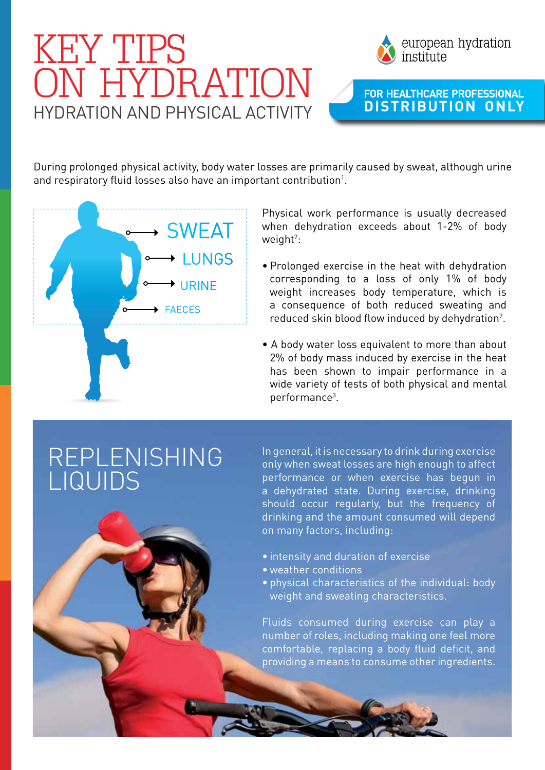# KEY TIPS ON HYDRATION

## HYDRATION AND PHYSICAL ACTIVITY

european hydration institute

**FOR HEALTHCARE PROFESSIONAL DISTRIBUTION ONLY**

During prolonged physical activity, body water losses are primarily caused by sweat, although urine and respiratory fluid losses also have an important contribution[1].

SWEAT

LUNGS

URINE

FAECES

Physical work performance is usually decreased when dehydration exceeds about 1-2% of body weight[2]:

- Prolonged exercise in the heat with dehydration corresponding to a loss of only 1% of body weight increases body temperature, which is a consequence of both reduced sweating and reduced skin blood flow induced by dehydration[2].
- A body water loss equivalent to more than about 2% of body mass induced by exercise in the heat has been shown to impair performance in a wide variety of tests of both physical and mental performance[3].

## REPLENISHING LIQUIDS

In general, it is necessary to drink during exercise only when sweat losses are high enough to affect performance or when exercise has begun in a dehydrated state. During exercise, drinking should occur regularly, but the frequency of drinking and the amount consumed will depend on many factors, including:

- intensity and duration of exercise
- weather conditions
- physical characteristics of the individual: body weight and sweating characteristics.

Fluids consumed during exercise can play a number of roles, including making one feel more comfortable, replacing a body fluid deficit, and providing a means to consume other ingredients.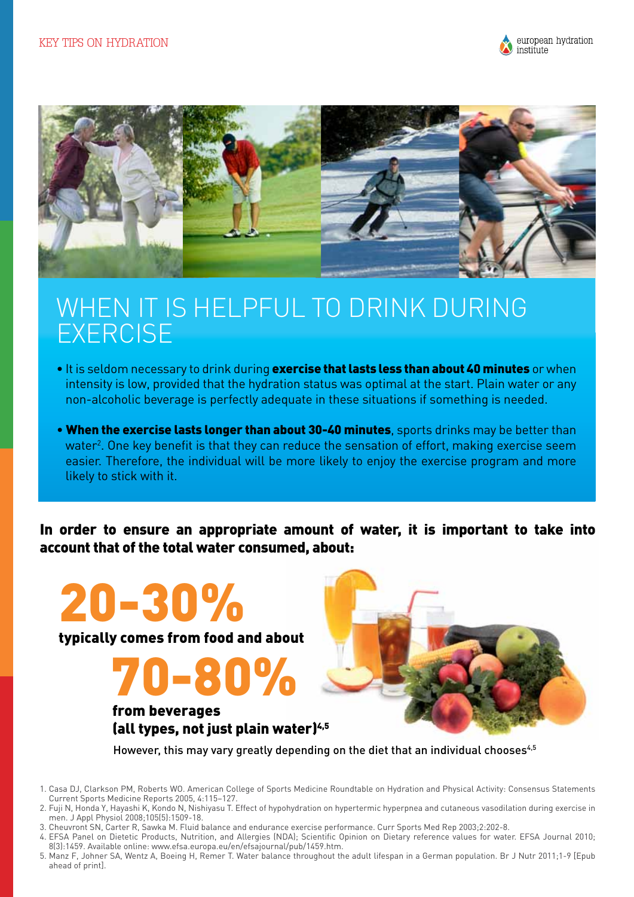KEY TIPS ON HYDRATION

european hydration institute

# WHEN IT IS HELPFUL TO DRINK DURING EXERCISE

- It is seldom necessary to drink during **exercise that lasts less than about 40 minutes** or when intensity is low, provided that the hydration status was optimal at the start. Plain water or any non-alcoholic beverage is perfectly adequate in these situations if something is needed.

- **When the exercise lasts longer than about 30-40 minutes**, sports drinks may be better than water[2]. One key benefit is that they can reduce the sensation of effort, making exercise seem easier. Therefore, the individual will be more likely to enjoy the exercise program and more likely to stick with it.

**In order to ensure an appropriate amount of water, it is important to take into account that of the total water consumed, about:**

**20-30%**

**typically comes from food and about**

**70-80%**

**from beverages (all types, not just plain water)**[4,5]

However, this may vary greatly depending on the diet that an individual chooses[4,5]

1. Casa DJ, Clarkson PM, Roberts WO. American College of Sports Medicine Roundtable on Hydration and Physical Activity: Consensus Statements Current Sports Medicine Reports 2005, 4:115–127.
2. Fuji N, Honda Y, Hayashi K, Kondo N, Nishiyasu T. Effect of hypohydration on hypertermic hyperpnea and cutaneous vasodilation during exercise in men. J Appl Physiol 2008;105(5):1509-18.
3. Cheuvront SN, Carter R, Sawka M. Fluid balance and endurance exercise performance. Curr Sports Med Rep 2003;2:202-8.
4. EFSA Panel on Dietetic Products, Nutrition, and Allergies (NDA); Scientific Opinion on Dietary reference values for water. EFSA Journal 2010; 8(3):1459. Available online: www.efsa.europa.eu/en/efsajournal/pub/1459.htm.
5. Manz F, Johner SA, Wentz A, Boeing H, Remer T. Water balance throughout the adult lifespan in a German population. Br J Nutr 2011;1-9 [Epub ahead of print].